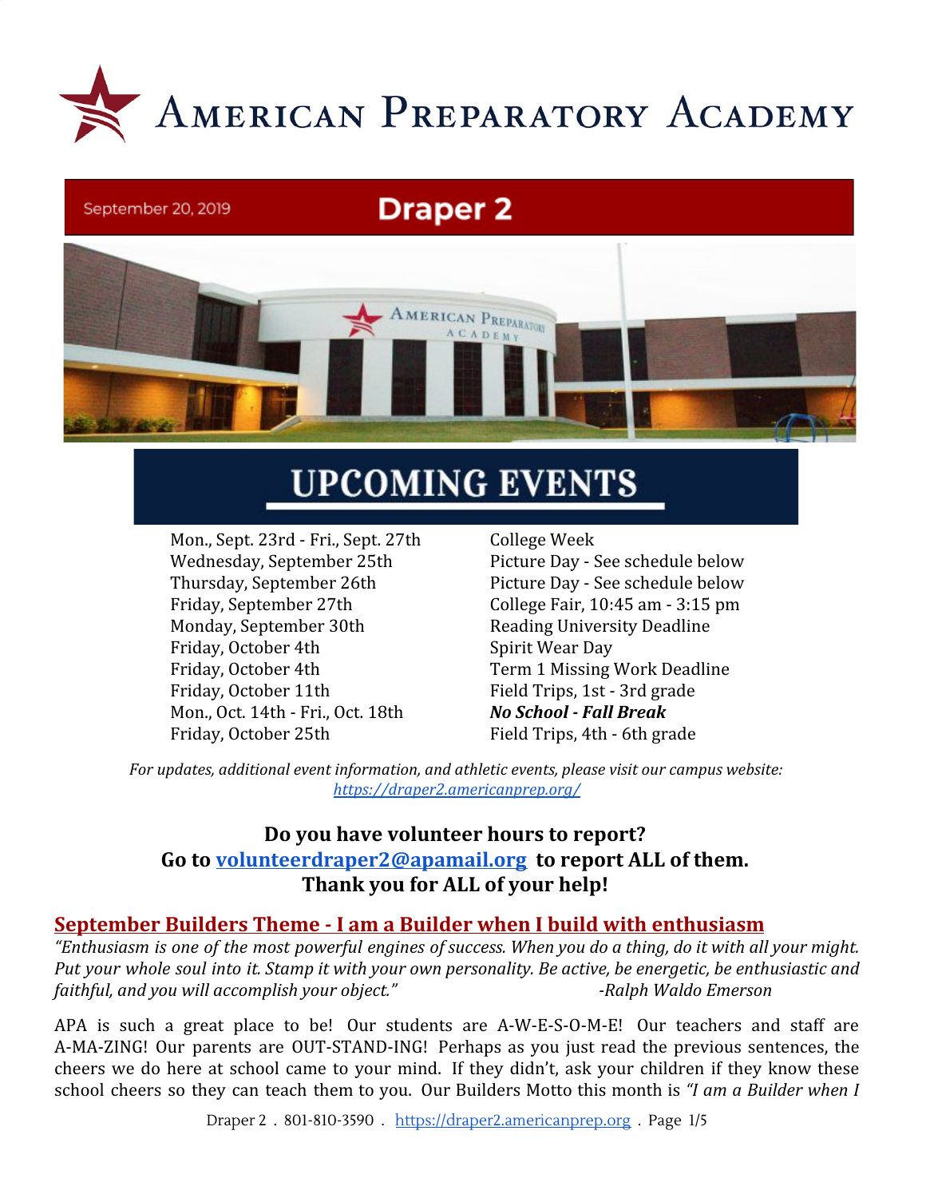# AMERICAN PREPARATORY ACADEMY

September 20, 2019 **Draper 2**

## UPCOMING EVENTS

| | |
|---|---|
| Mon., Sept. 23rd - Fri., Sept. 27th | College Week |
| Wednesday, September 25th | Picture Day - See schedule below |
| Thursday, September 26th | Picture Day - See schedule below |
| Friday, September 27th | College Fair, 10:45 am - 3:15 pm |
| Monday, September 30th | Reading University Deadline |
| Friday, October 4th | Spirit Wear Day |
| Friday, October 4th | Term 1 Missing Work Deadline |
| Friday, October 11th | Field Trips, 1st - 3rd grade |
| Mon., Oct. 14th - Fri., Oct. 18th | ***No School - Fall Break*** |
| Friday, October 25th | Field Trips, 4th - 6th grade |

*For updates, additional event information, and athletic events, please visit our campus website:* *https://draper2.americanprep.org/*

**Do you have volunteer hours to report?**
**Go to volunteerdraper2@apamail.org to report ALL of them.**
**Thank you for ALL of your help!**

## September Builders Theme - I am a Builder when I build with enthusiasm

*"Enthusiasm is one of the most powerful engines of success. When you do a thing, do it with all your might. Put your whole soul into it. Stamp it with your own personality. Be active, be energetic, be enthusiastic and faithful, and you will accomplish your object."* *-Ralph Waldo Emerson*

APA is such a great place to be! Our students are A-W-E-S-O-M-E! Our teachers and staff are A-MA-ZING! Our parents are OUT-STAND-ING! Perhaps as you just read the previous sentences, the cheers we do here at school came to your mind. If they didn't, ask your children if they know these school cheers so they can teach them to you. Our Builders Motto this month is *"I am a Builder when I*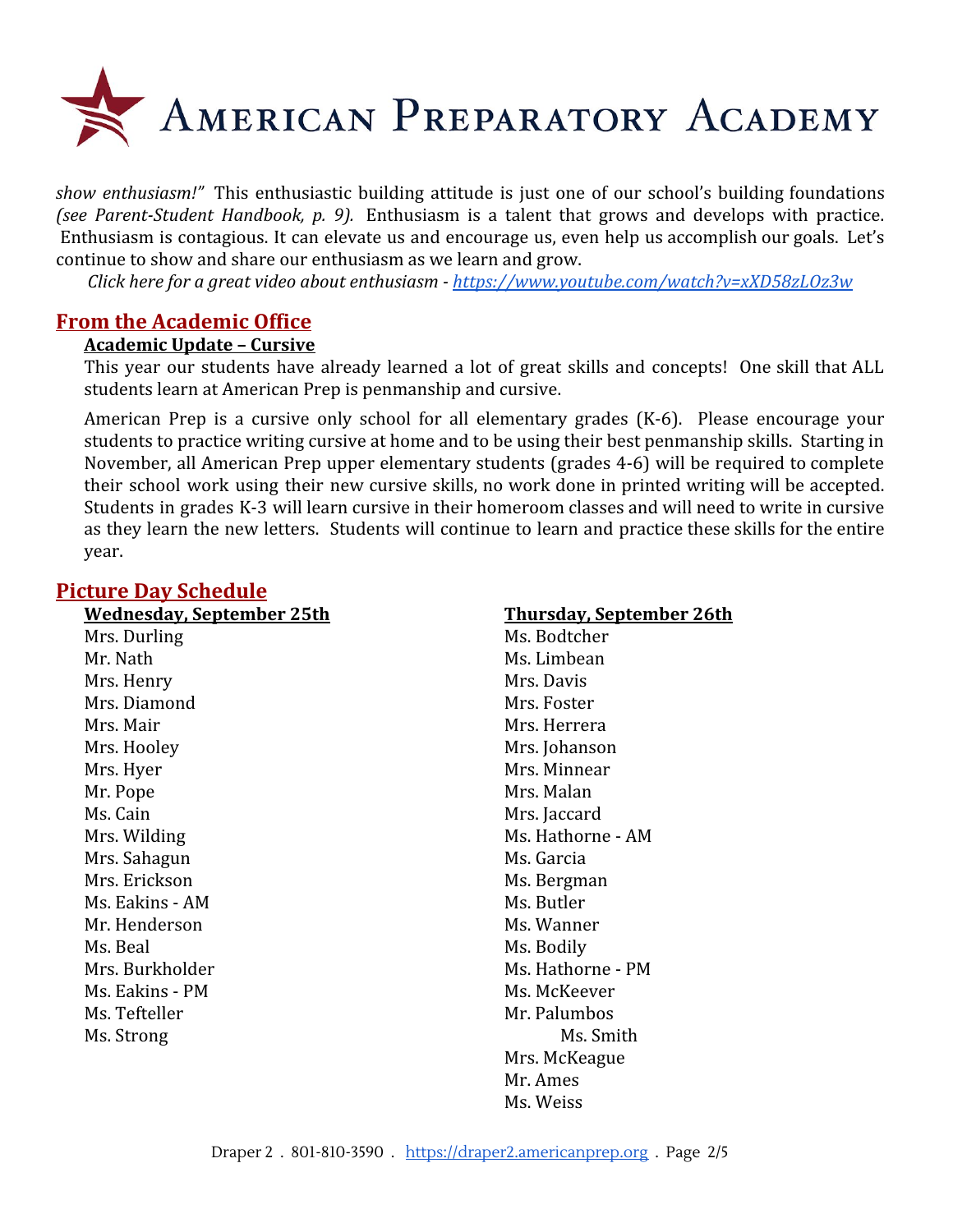*show enthusiasm!"* This enthusiastic building attitude is just one of our school's building foundations *(see Parent-Student Handbook, p. 9).* Enthusiasm is a talent that grows and develops with practice. Enthusiasm is contagious. It can elevate us and encourage us, even help us accomplish our goals. Let's continue to show and share our enthusiasm as we learn and grow.

*Click here for a great video about enthusiasm - [https://www.youtube.com/watch?v=xXD58zLOz3w](https://www.youtube.com/watch?v=xXD58zLOz3w)*

## From the Academic Office

### Academic Update – Cursive

This year our students have already learned a lot of great skills and concepts! One skill that ALL students learn at American Prep is penmanship and cursive.

American Prep is a cursive only school for all elementary grades (K-6). Please encourage your students to practice writing cursive at home and to be using their best penmanship skills. Starting in November, all American Prep upper elementary students (grades 4-6) will be required to complete their school work using their new cursive skills, no work done in printed writing will be accepted. Students in grades K-3 will learn cursive in their homeroom classes and will need to write in cursive as they learn the new letters. Students will continue to learn and practice these skills for the entire year.

## Picture Day Schedule

### Wednesday, September 25th

Mrs. Durling
Mr. Nath
Mrs. Henry
Mrs. Diamond
Mrs. Mair
Mrs. Hooley
Mrs. Hyer
Mr. Pope
Ms. Cain
Mrs. Wilding
Mrs. Sahagun
Mrs. Erickson
Ms. Eakins - AM
Mr. Henderson
Ms. Beal
Mrs. Burkholder
Ms. Eakins - PM
Ms. Tefteller
Ms. Strong

### Thursday, September 26th

Ms. Bodtcher
Ms. Limbean
Mrs. Davis
Mrs. Foster
Mrs. Herrera
Mrs. Johanson
Mrs. Minnear
Mrs. Malan
Mrs. Jaccard
Ms. Hathorne - AM
Ms. Garcia
Ms. Bergman
Ms. Butler
Ms. Wanner
Ms. Bodily
Ms. Hathorne - PM
Ms. McKeever
Mr. Palumbos
Ms. Smith
Mrs. McKeague
Mr. Ames
Ms. Weiss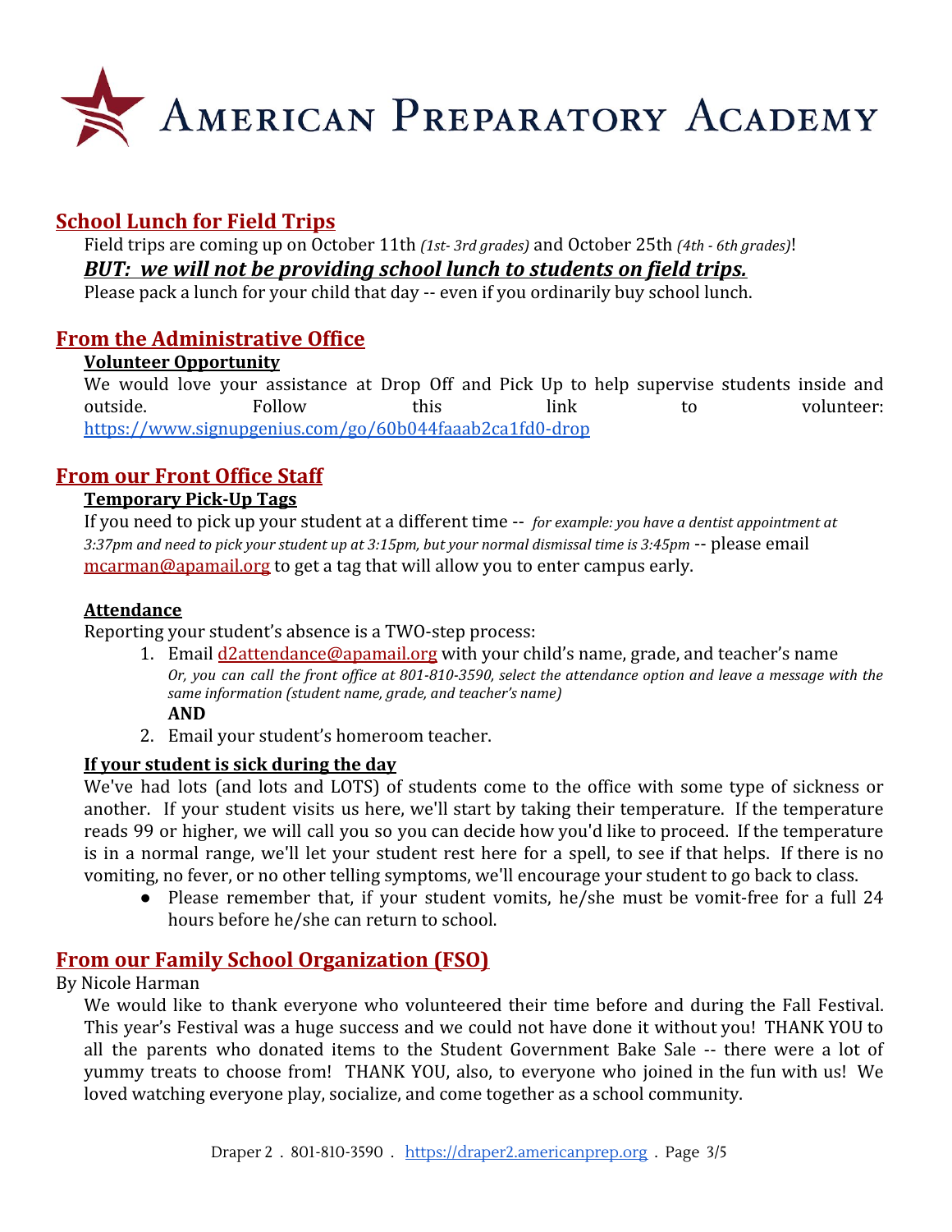# American Preparatory Academy

## School Lunch for Field Trips

Field trips are coming up on October 11th *(1st- 3rd grades)* and October 25th *(4th - 6th grades)*!

***BUT: we will not be providing school lunch to students on field trips.***

Please pack a lunch for your child that day -- even if you ordinarily buy school lunch.

## From the Administrative Office

**Volunteer Opportunity**

We would love your assistance at Drop Off and Pick Up to help supervise students inside and outside. Follow this link to volunteer: https://www.signupgenius.com/go/60b044faaab2ca1fd0-drop

## From our Front Office Staff

**Temporary Pick-Up Tags**

If you need to pick up your student at a different time -- *for example: you have a dentist appointment at 3:37pm and need to pick your student up at 3:15pm, but your normal dismissal time is 3:45pm* -- please email mcarman@apamail.org to get a tag that will allow you to enter campus early.

**Attendance**

Reporting your student's absence is a TWO-step process:

1. Email d2attendance@apamail.org with your child's name, grade, and teacher's name
   *Or, you can call the front office at 801-810-3590, select the attendance option and leave a message with the same information (student name, grade, and teacher's name)*
   **AND**
2. Email your student's homeroom teacher.

**If your student is sick during the day**

We've had lots (and lots and LOTS) of students come to the office with some type of sickness or another. If your student visits us here, we'll start by taking their temperature. If the temperature reads 99 or higher, we will call you so you can decide how you'd like to proceed. If the temperature is in a normal range, we'll let your student rest here for a spell, to see if that helps. If there is no vomiting, no fever, or no other telling symptoms, we'll encourage your student to go back to class.

- Please remember that, if your student vomits, he/she must be vomit-free for a full 24 hours before he/she can return to school.

## From our Family School Organization (FSO)

By Nicole Harman

We would like to thank everyone who volunteered their time before and during the Fall Festival. This year's Festival was a huge success and we could not have done it without you! THANK YOU to all the parents who donated items to the Student Government Bake Sale -- there were a lot of yummy treats to choose from! THANK YOU, also, to everyone who joined in the fun with us! We loved watching everyone play, socialize, and come together as a school community.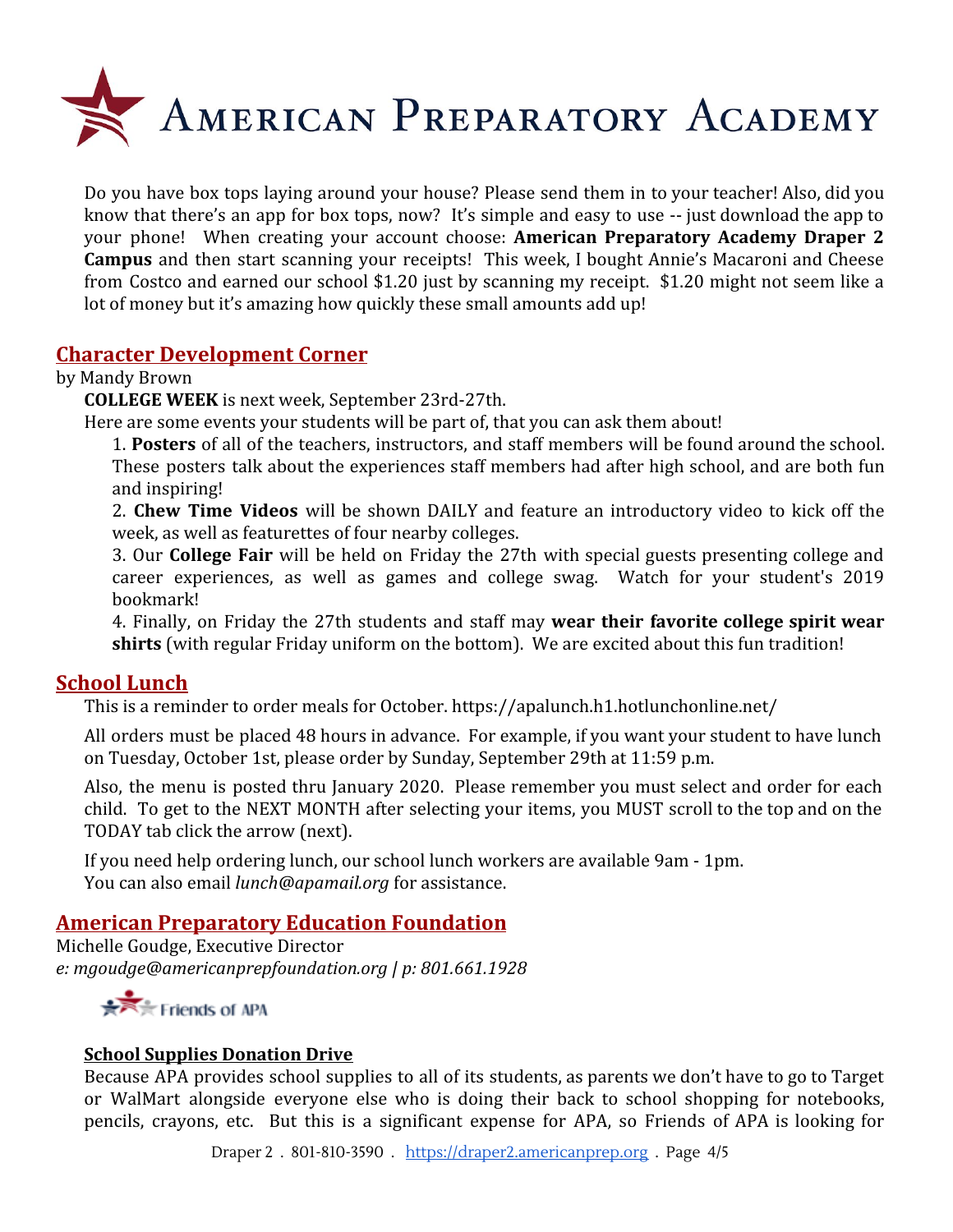Do you have box tops laying around your house? Please send them in to your teacher! Also, did you know that there's an app for box tops, now? It's simple and easy to use -- just download the app to your phone! When creating your account choose: **American Preparatory Academy Draper 2 Campus** and then start scanning your receipts! This week, I bought Annie's Macaroni and Cheese from Costco and earned our school $1.20 just by scanning my receipt. $1.20 might not seem like a lot of money but it's amazing how quickly these small amounts add up!

## Character Development Corner

by Mandy Brown

**COLLEGE WEEK** is next week, September 23rd-27th.

Here are some events your students will be part of, that you can ask them about!

1. **Posters** of all of the teachers, instructors, and staff members will be found around the school. These posters talk about the experiences staff members had after high school, and are both fun and inspiring!
2. **Chew Time Videos** will be shown DAILY and feature an introductory video to kick off the week, as well as featurettes of four nearby colleges.
3. Our **College Fair** will be held on Friday the 27th with special guests presenting college and career experiences, as well as games and college swag. Watch for your student's 2019 bookmark!
4. Finally, on Friday the 27th students and staff may **wear their favorite college spirit wear shirts** (with regular Friday uniform on the bottom). We are excited about this fun tradition!

## School Lunch

This is a reminder to order meals for October. https://apalunch.h1.hotlunchonline.net/

All orders must be placed 48 hours in advance. For example, if you want your student to have lunch on Tuesday, October 1st, please order by Sunday, September 29th at 11:59 p.m.

Also, the menu is posted thru January 2020. Please remember you must select and order for each child. To get to the NEXT MONTH after selecting your items, you MUST scroll to the top and on the TODAY tab click the arrow (next).

If you need help ordering lunch, our school lunch workers are available 9am - 1pm.
You can also email *lunch@apamail.org* for assistance.

## American Preparatory Education Foundation

Michelle Goudge, Executive Director
*e: mgoudge@americanprepfoundation.org | p: 801.661.1928*

Friends of APA

### School Supplies Donation Drive

Because APA provides school supplies to all of its students, as parents we don't have to go to Target or WalMart alongside everyone else who is doing their back to school shopping for notebooks, pencils, crayons, etc. But this is a significant expense for APA, so Friends of APA is looking for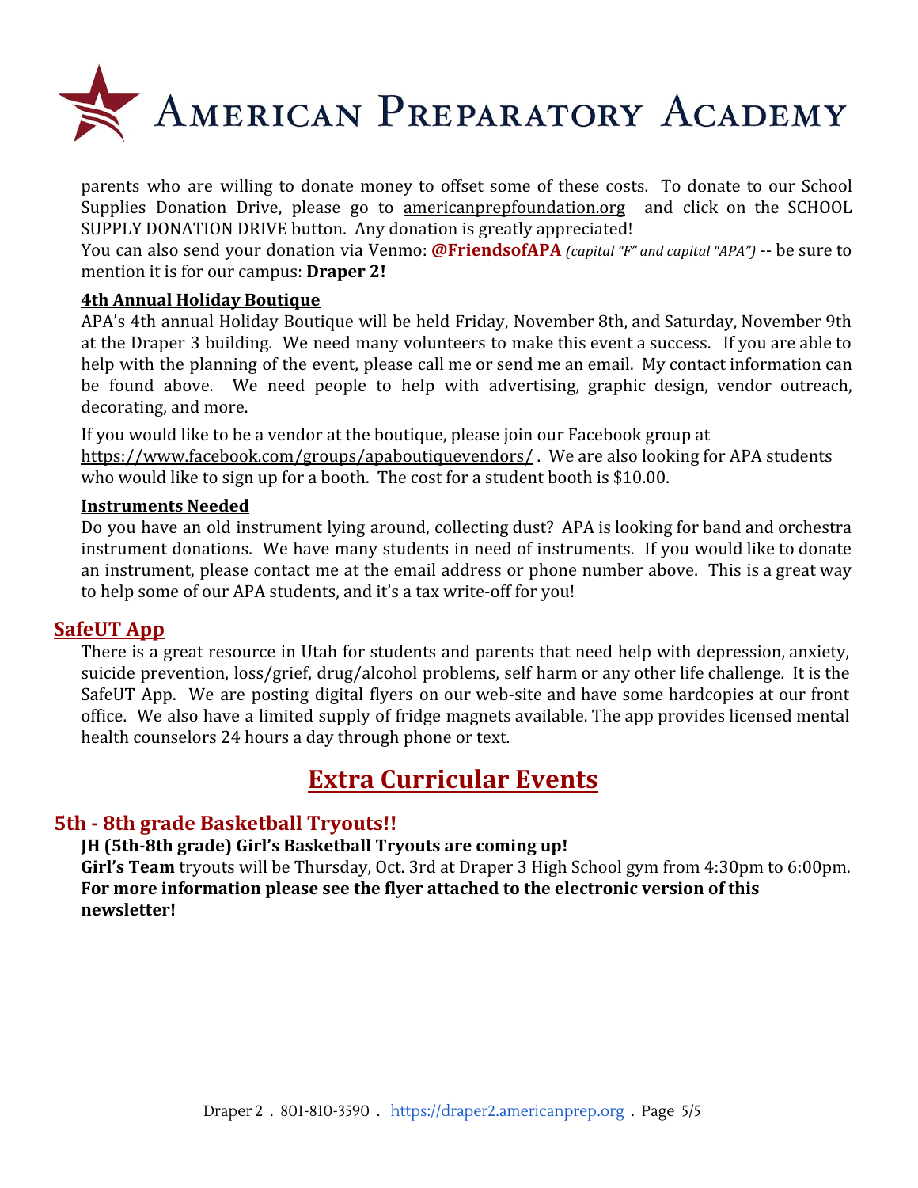parents who are willing to donate money to offset some of these costs. To donate to our School Supplies Donation Drive, please go to americanprepfoundation.org and click on the SCHOOL SUPPLY DONATION DRIVE button. Any donation is greatly appreciated!

You can also send your donation via Venmo: **@FriendsofAPA** *(capital "F" and capital "APA")* -- be sure to mention it is for our campus: **Draper 2!**

**4th Annual Holiday Boutique**

APA's 4th annual Holiday Boutique will be held Friday, November 8th, and Saturday, November 9th at the Draper 3 building. We need many volunteers to make this event a success. If you are able to help with the planning of the event, please call me or send me an email. My contact information can be found above. We need people to help with advertising, graphic design, vendor outreach, decorating, and more.

If you would like to be a vendor at the boutique, please join our Facebook group at https://www.facebook.com/groups/apaboutiquevendors/ . We are also looking for APA students who would like to sign up for a booth. The cost for a student booth is $10.00.

**Instruments Needed**

Do you have an old instrument lying around, collecting dust? APA is looking for band and orchestra instrument donations. We have many students in need of instruments. If you would like to donate an instrument, please contact me at the email address or phone number above. This is a great way to help some of our APA students, and it's a tax write-off for you!

## SafeUT App

There is a great resource in Utah for students and parents that need help with depression, anxiety, suicide prevention, loss/grief, drug/alcohol problems, self harm or any other life challenge. It is the SafeUT App. We are posting digital flyers on our web-site and have some hardcopies at our front office. We also have a limited supply of fridge magnets available. The app provides licensed mental health counselors 24 hours a day through phone or text.

# Extra Curricular Events

## 5th - 8th grade Basketball Tryouts!!

**JH (5th-8th grade) Girl's Basketball Tryouts are coming up!**

**Girl's Team** tryouts will be Thursday, Oct. 3rd at Draper 3 High School gym from 4:30pm to 6:00pm.

**For more information please see the flyer attached to the electronic version of this newsletter!**